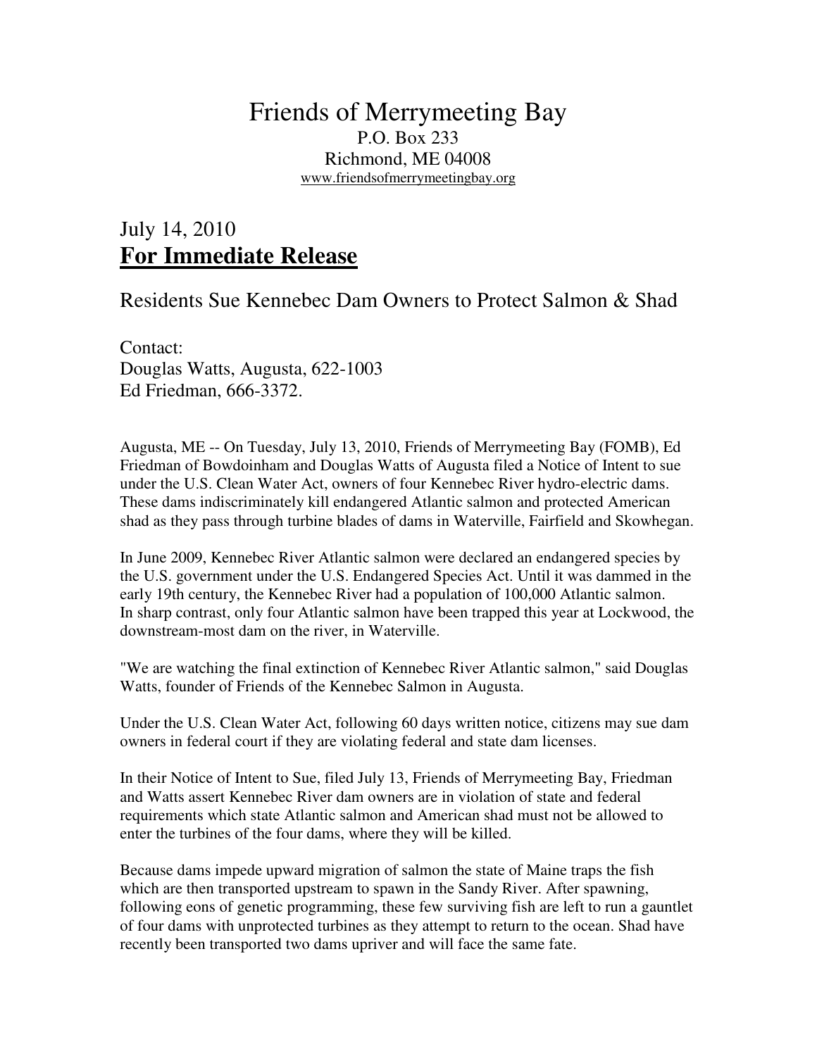# Friends of Merrymeeting Bay

P.O. Box 233
Richmond, ME 04008
www.friendsofmerrymeetingbay.org

## July 14, 2010
## **For Immediate Release**

### Residents Sue Kennebec Dam Owners to Protect Salmon & Shad

Contact:
Douglas Watts, Augusta, 622-1003
Ed Friedman, 666-3372.

Augusta, ME -- On Tuesday, July 13, 2010, Friends of Merrymeeting Bay (FOMB), Ed Friedman of Bowdoinham and Douglas Watts of Augusta filed a Notice of Intent to sue under the U.S. Clean Water Act, owners of four Kennebec River hydro-electric dams. These dams indiscriminately kill endangered Atlantic salmon and protected American shad as they pass through turbine blades of dams in Waterville, Fairfield and Skowhegan.

In June 2009, Kennebec River Atlantic salmon were declared an endangered species by the U.S. government under the U.S. Endangered Species Act. Until it was dammed in the early 19th century, the Kennebec River had a population of 100,000 Atlantic salmon. In sharp contrast, only four Atlantic salmon have been trapped this year at Lockwood, the downstream-most dam on the river, in Waterville.

"We are watching the final extinction of Kennebec River Atlantic salmon," said Douglas Watts, founder of Friends of the Kennebec Salmon in Augusta.

Under the U.S. Clean Water Act, following 60 days written notice, citizens may sue dam owners in federal court if they are violating federal and state dam licenses.

In their Notice of Intent to Sue, filed July 13, Friends of Merrymeeting Bay, Friedman and Watts assert Kennebec River dam owners are in violation of state and federal requirements which state Atlantic salmon and American shad must not be allowed to enter the turbines of the four dams, where they will be killed.

Because dams impede upward migration of salmon the state of Maine traps the fish which are then transported upstream to spawn in the Sandy River. After spawning, following eons of genetic programming, these few surviving fish are left to run a gauntlet of four dams with unprotected turbines as they attempt to return to the ocean. Shad have recently been transported two dams upriver and will face the same fate.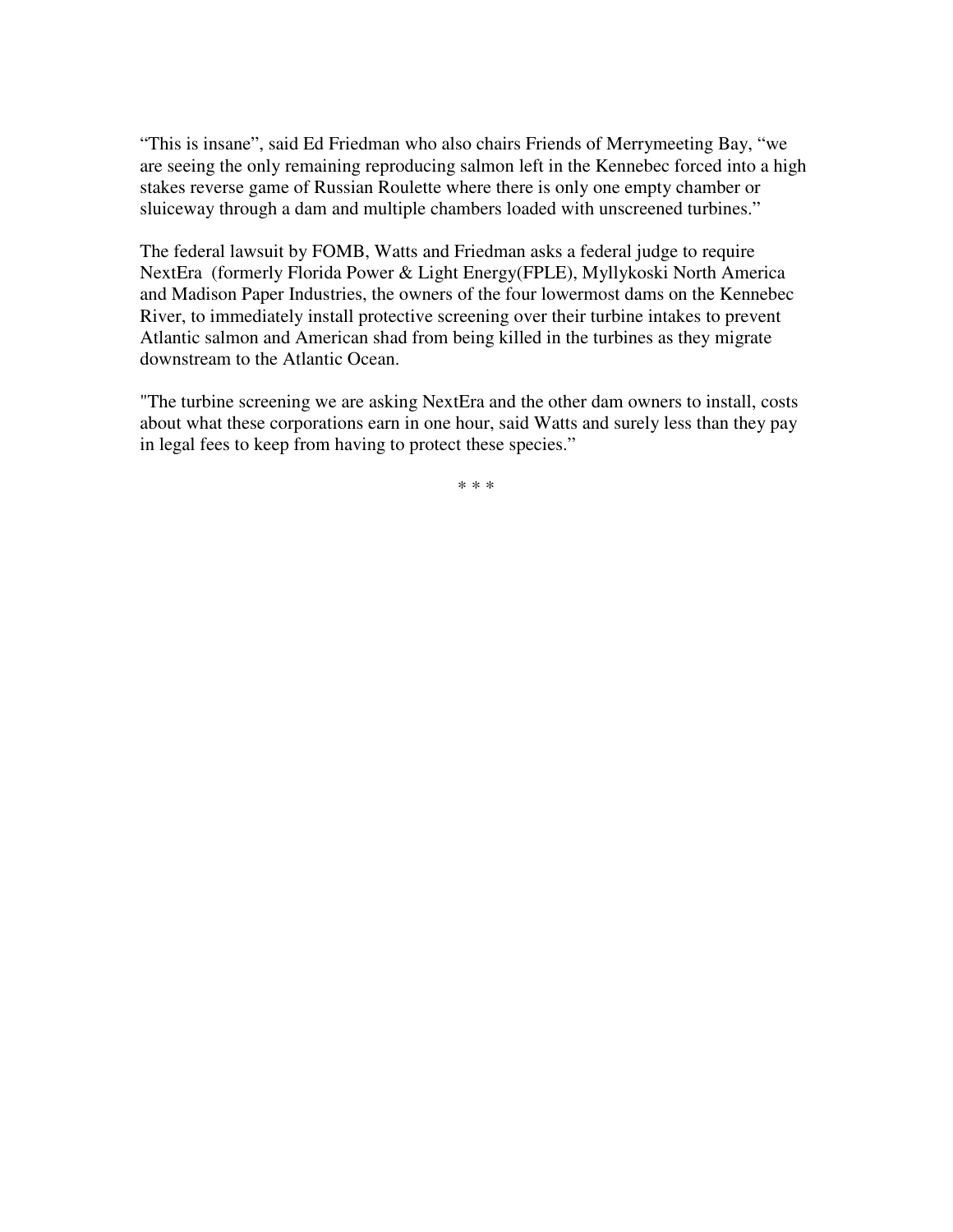“This is insane”, said Ed Friedman who also chairs Friends of Merrymeeting Bay, “we are seeing the only remaining reproducing salmon left in the Kennebec forced into a high stakes reverse game of Russian Roulette where there is only one empty chamber or sluiceway through a dam and multiple chambers loaded with unscreened turbines.”

The federal lawsuit by FOMB, Watts and Friedman asks a federal judge to require NextEra (formerly Florida Power & Light Energy(FPLE), Myllykoski North America and Madison Paper Industries, the owners of the four lowermost dams on the Kennebec River, to immediately install protective screening over their turbine intakes to prevent Atlantic salmon and American shad from being killed in the turbines as they migrate downstream to the Atlantic Ocean.

"The turbine screening we are asking NextEra and the other dam owners to install, costs about what these corporations earn in one hour, said Watts and surely less than they pay in legal fees to keep from having to protect these species.”

<p align="center">* * *</p>